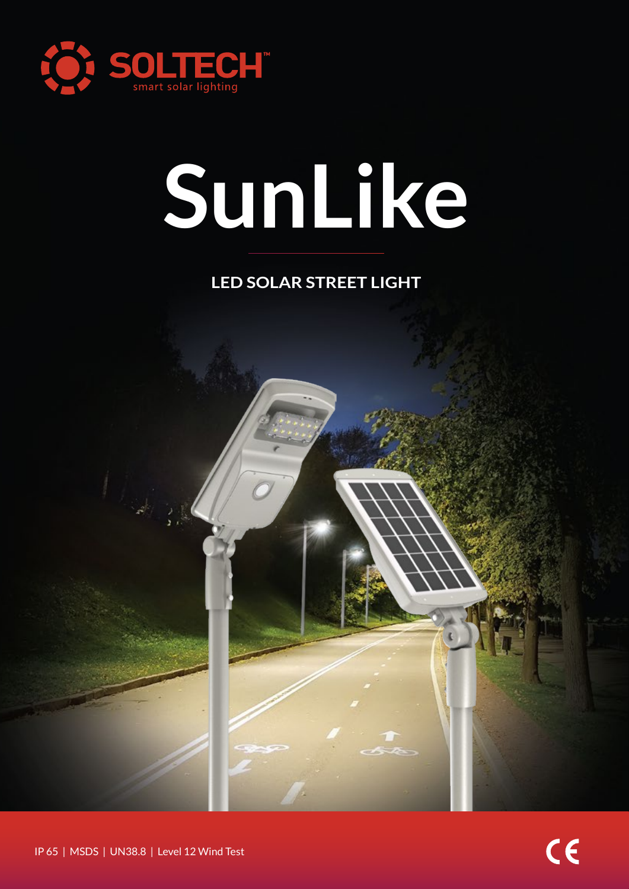SOLTECH™

smart solar lighting

# SunLike

## LED SOLAR STREET LIGHT

IP 65 | MSDS | UN38.8 | Level 12 Wind Test

CE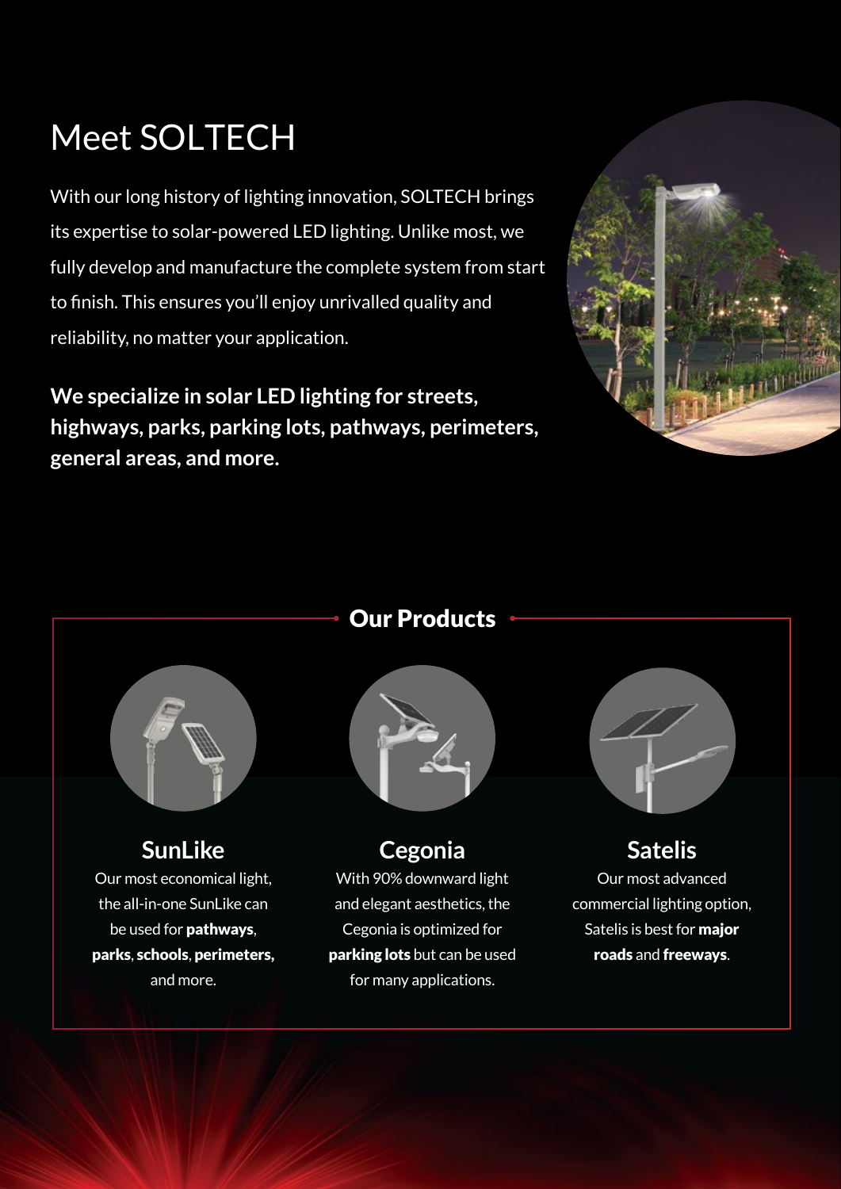# Meet SOLTECH

With our long history of lighting innovation, SOLTECH brings its expertise to solar-powered LED lighting. Unlike most, we fully develop and manufacture the complete system from start to finish. This ensures you'll enjoy unrivalled quality and reliability, no matter your application.

**We specialize in solar LED lighting for streets, highways, parks, parking lots, pathways, perimeters, general areas, and more.**

## Our Products

### SunLike

Our most economical light, the all-in-one SunLike can be used for **pathways**, **parks**, **schools**, **perimeters,** and more.

### Cegonia

With 90% downward light and elegant aesthetics, the Cegonia is optimized for **parking lots** but can be used for many applications.

### Satelis

Our most advanced commercial lighting option, Satelis is best for **major roads** and **freeways**.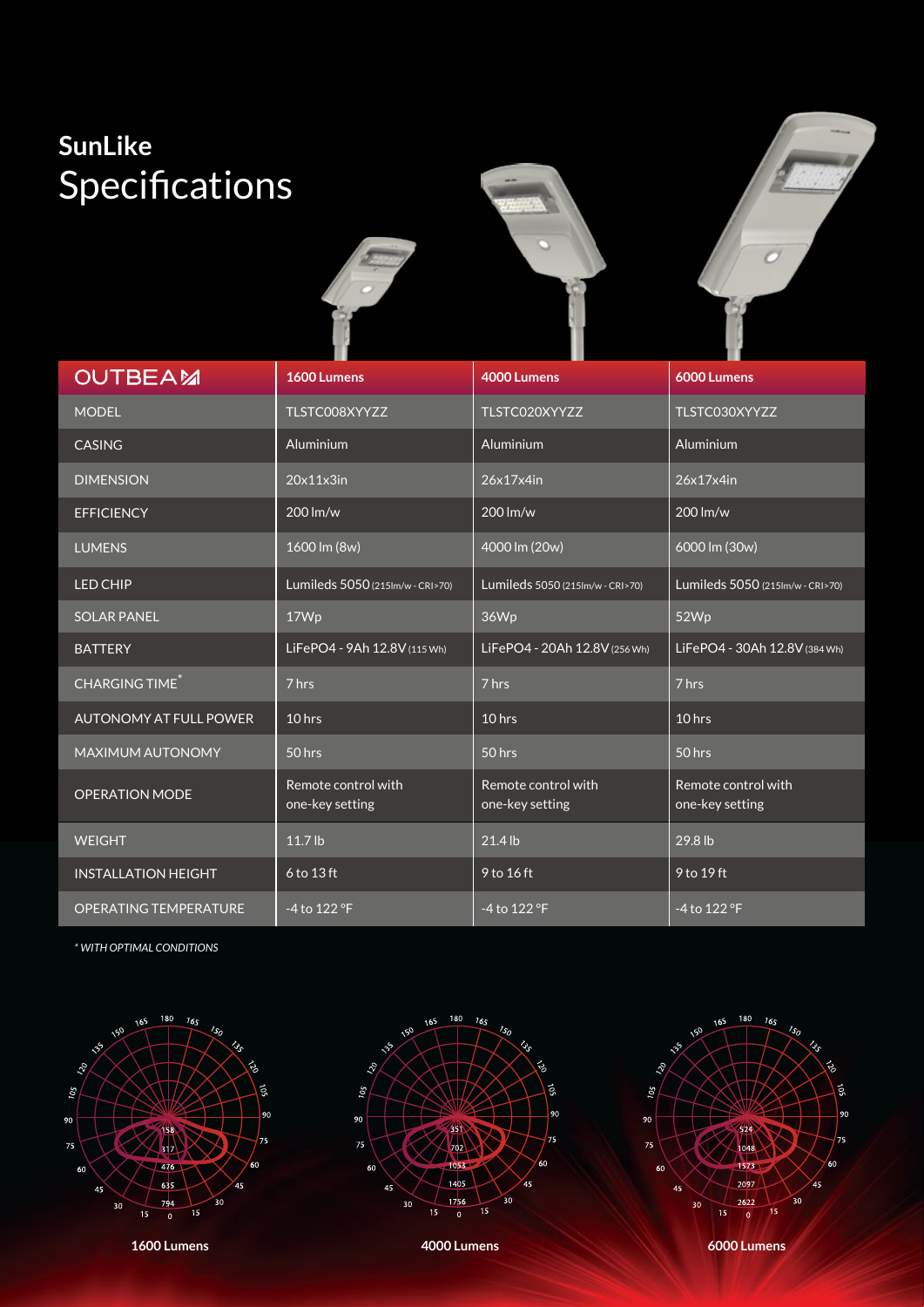# SunLike
## Specifications

| OUTBEAM | 1600 Lumens | 4000 Lumens | 6000 Lumens |
|---|---|---|---|
| MODEL | TLSTC008XYYZZ | TLSTC020XYYZZ | TLSTC030XYYZZ |
| CASING | Aluminium | Aluminium | Aluminium |
| DIMENSION | 20x11x3in | 26x17x4in | 26x17x4in |
| EFFICIENCY | 200 lm/w | 200 lm/w | 200 lm/w |
| LUMENS | 1600 lm (8w) | 4000 lm (20w) | 6000 lm (30w) |
| LED CHIP | Lumileds 5050 (215lm/w - CRI>70) | Lumileds 5050 (215lm/w - CRI>70) | Lumileds 5050 (215lm/w - CRI>70) |
| SOLAR PANEL | 17Wp | 36Wp | 52Wp |
| BATTERY | LiFePO4 - 9Ah 12.8V (115 Wh) | LiFePO4 - 20Ah 12.8V (256 Wh) | LiFePO4 - 30Ah 12.8V (384 Wh) |
| CHARGING TIME* | 7 hrs | 7 hrs | 7 hrs |
| AUTONOMY AT FULL POWER | 10 hrs | 10 hrs | 10 hrs |
| MAXIMUM AUTONOMY | 50 hrs | 50 hrs | 50 hrs |
| OPERATION MODE | Remote control with one-key setting | Remote control with one-key setting | Remote control with one-key setting |
| WEIGHT | 11.7 lb | 21.4 lb | 29.8 lb |
| INSTALLATION HEIGHT | 6 to 13 ft | 9 to 16 ft | 9 to 19 ft |
| OPERATING TEMPERATURE | -4 to 122 °F | -4 to 122 °F | -4 to 122 °F |

*\* WITH OPTIMAL CONDITIONS*

**1600 Lumens**

**4000 Lumens**

**6000 Lumens**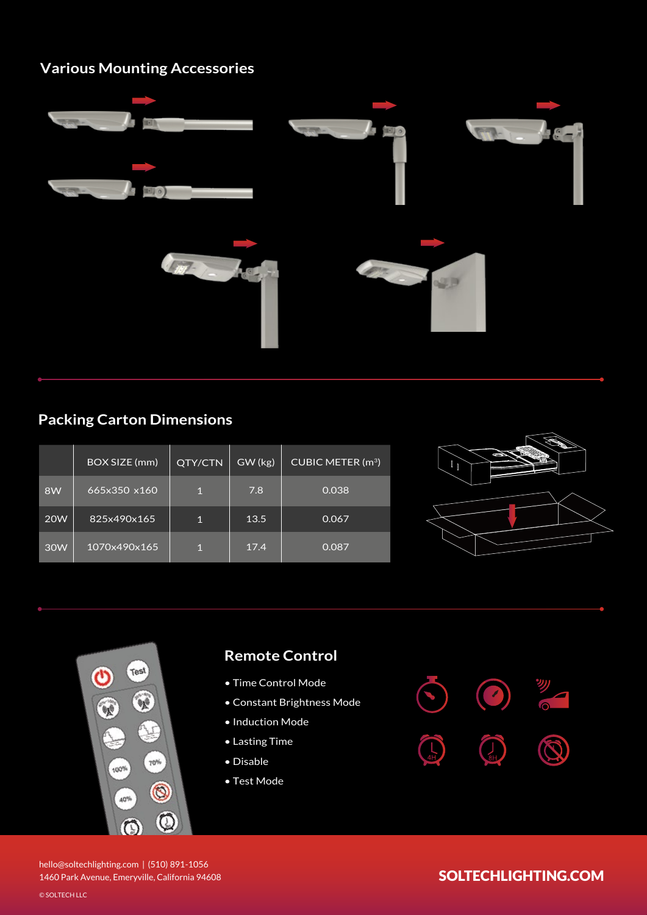## Various Mounting Accessories

## Packing Carton Dimensions

| | BOX SIZE (mm) | QTY/CTN | GW (kg) | CUBIC METER ($m^3$) |
|---|---|---|---|---|
| 8W | 665x350 x160 | 1 | 7.8 | 0.038 |
| 20W | 825x490x165 | 1 | 13.5 | 0.067 |
| 30W | 1070x490x165 | 1 | 17.4 | 0.087 |

## Remote Control

- Time Control Mode
- Constant Brightness Mode
- Induction Mode
- Lasting Time
- Disable
- Test Mode

hello@soltechlighting.com | (510) 891-1056
1460 Park Avenue, Emeryville, California 94608

© SOLTECH LLC

**SOLTECHLIGHTING.COM**